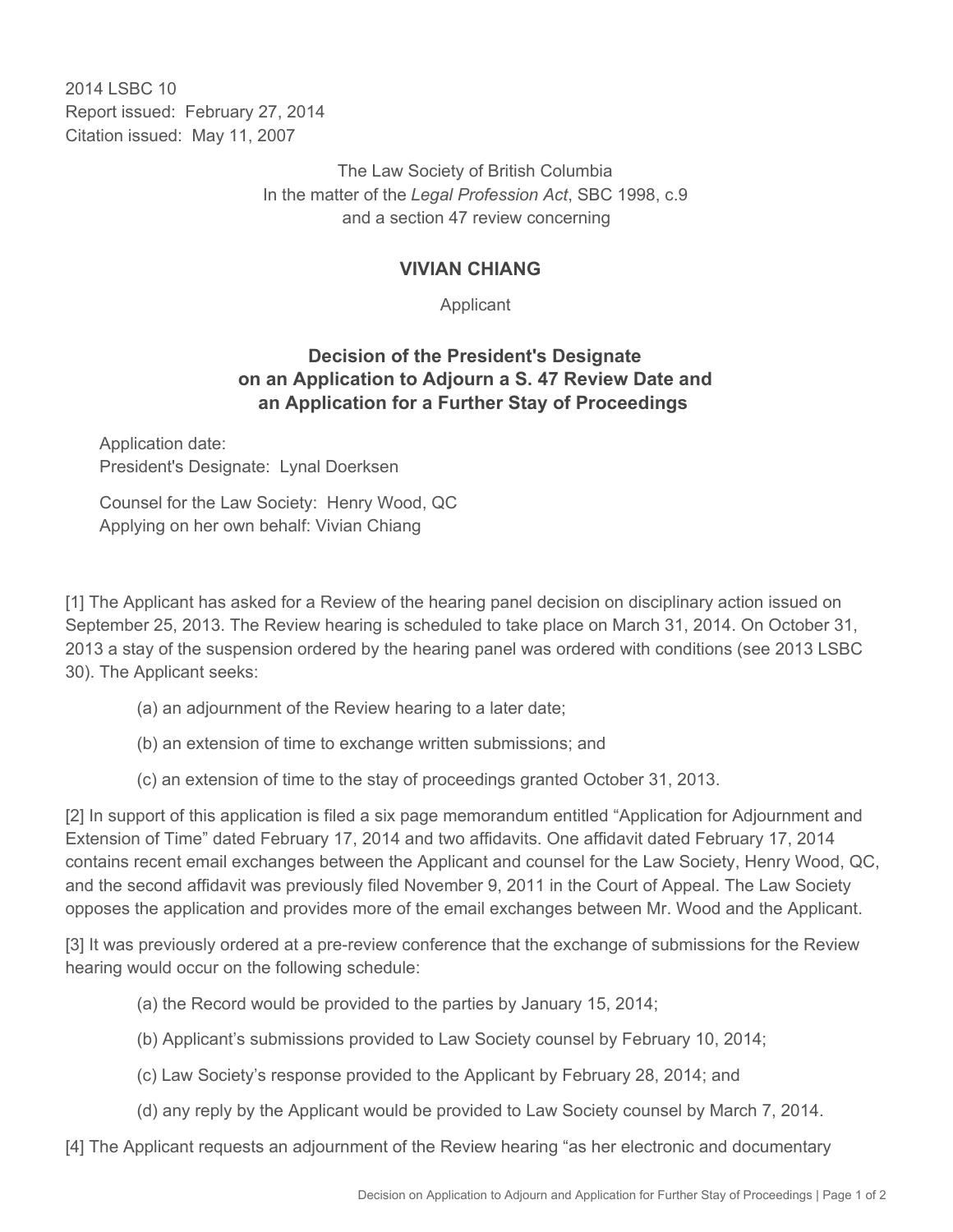2014 LSBC 10
Report issued: February 27, 2014
Citation issued: May 11, 2007

The Law Society of British Columbia
In the matter of the *Legal Profession Act*, SBC 1998, c.9
and a section 47 review concerning

## VIVIAN CHIANG

Applicant

## Decision of the President's Designate on an Application to Adjourn a S. 47 Review Date and an Application for a Further Stay of Proceedings

Application date:
President's Designate: Lynal Doerksen

Counsel for the Law Society: Henry Wood, QC
Applying on her own behalf: Vivian Chiang

[1] The Applicant has asked for a Review of the hearing panel decision on disciplinary action issued on September 25, 2013. The Review hearing is scheduled to take place on March 31, 2014. On October 31, 2013 a stay of the suspension ordered by the hearing panel was ordered with conditions (see 2013 LSBC 30). The Applicant seeks:

(a) an adjournment of the Review hearing to a later date;

(b) an extension of time to exchange written submissions; and

(c) an extension of time to the stay of proceedings granted October 31, 2013.

[2] In support of this application is filed a six page memorandum entitled "Application for Adjournment and Extension of Time" dated February 17, 2014 and two affidavits. One affidavit dated February 17, 2014 contains recent email exchanges between the Applicant and counsel for the Law Society, Henry Wood, QC, and the second affidavit was previously filed November 9, 2011 in the Court of Appeal. The Law Society opposes the application and provides more of the email exchanges between Mr. Wood and the Applicant.

[3] It was previously ordered at a pre-review conference that the exchange of submissions for the Review hearing would occur on the following schedule:

(a) the Record would be provided to the parties by January 15, 2014;

(b) Applicant's submissions provided to Law Society counsel by February 10, 2014;

(c) Law Society's response provided to the Applicant by February 28, 2014; and

(d) any reply by the Applicant would be provided to Law Society counsel by March 7, 2014.

[4] The Applicant requests an adjournment of the Review hearing "as her electronic and documentary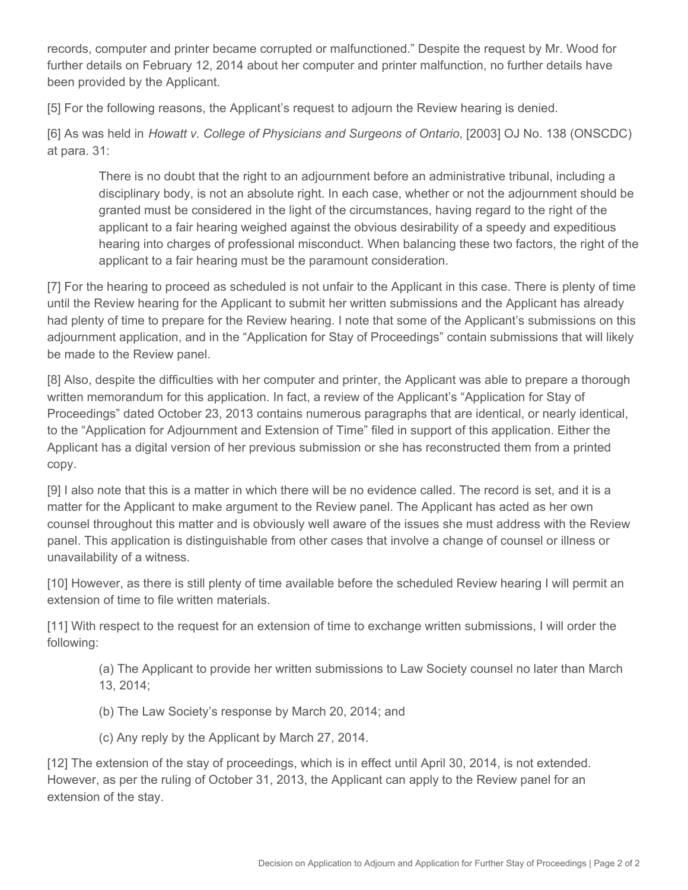records, computer and printer became corrupted or malfunctioned." Despite the request by Mr. Wood for further details on February 12, 2014 about her computer and printer malfunction, no further details have been provided by the Applicant.

[5] For the following reasons, the Applicant's request to adjourn the Review hearing is denied.

[6] As was held in *Howatt v. College of Physicians and Surgeons of Ontario*, [2003] OJ No. 138 (ONSCDC) at para. 31:

> There is no doubt that the right to an adjournment before an administrative tribunal, including a disciplinary body, is not an absolute right. In each case, whether or not the adjournment should be granted must be considered in the light of the circumstances, having regard to the right of the applicant to a fair hearing weighed against the obvious desirability of a speedy and expeditious hearing into charges of professional misconduct. When balancing these two factors, the right of the applicant to a fair hearing must be the paramount consideration.

[7] For the hearing to proceed as scheduled is not unfair to the Applicant in this case. There is plenty of time until the Review hearing for the Applicant to submit her written submissions and the Applicant has already had plenty of time to prepare for the Review hearing. I note that some of the Applicant's submissions on this adjournment application, and in the "Application for Stay of Proceedings" contain submissions that will likely be made to the Review panel.

[8] Also, despite the difficulties with her computer and printer, the Applicant was able to prepare a thorough written memorandum for this application. In fact, a review of the Applicant's "Application for Stay of Proceedings" dated October 23, 2013 contains numerous paragraphs that are identical, or nearly identical, to the "Application for Adjournment and Extension of Time" filed in support of this application. Either the Applicant has a digital version of her previous submission or she has reconstructed them from a printed copy.

[9] I also note that this is a matter in which there will be no evidence called. The record is set, and it is a matter for the Applicant to make argument to the Review panel. The Applicant has acted as her own counsel throughout this matter and is obviously well aware of the issues she must address with the Review panel. This application is distinguishable from other cases that involve a change of counsel or illness or unavailability of a witness.

[10] However, as there is still plenty of time available before the scheduled Review hearing I will permit an extension of time to file written materials.

[11] With respect to the request for an extension of time to exchange written submissions, I will order the following:

> (a) The Applicant to provide her written submissions to Law Society counsel no later than March 13, 2014;
>
> (b) The Law Society's response by March 20, 2014; and
>
> (c) Any reply by the Applicant by March 27, 2014.

[12] The extension of the stay of proceedings, which is in effect until April 30, 2014, is not extended. However, as per the ruling of October 31, 2013, the Applicant can apply to the Review panel for an extension of the stay.